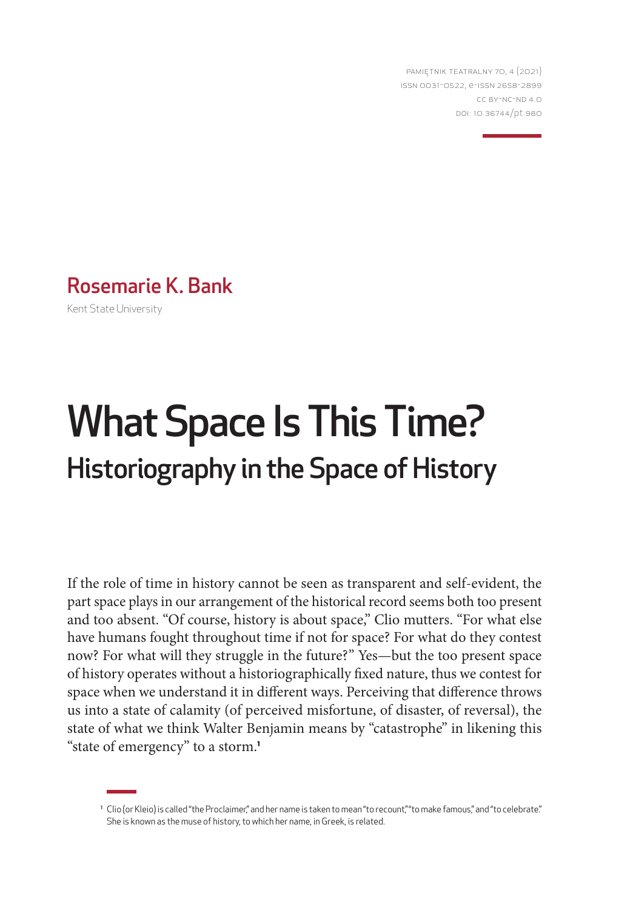Pamiętnik Teatralny 70, 4 (2021)
ISSN 0031-0522, e-ISSN 2658-2899
CC BY-NC-ND 4.0
DOI: 10.36744/pt.980

**Rosemarie K. Bank**

Kent State University

# What Space Is This Time?

## Historiography in the Space of History

If the role of time in history cannot be seen as transparent and self-evident, the part space plays in our arrangement of the historical record seems both too present and too absent. "Of course, history is about space," Clio mutters. "For what else have humans fought throughout time if not for space? For what do they contest now? For what will they struggle in the future?" Yes—but the too present space of history operates without a historiographically fixed nature, thus we contest for space when we understand it in different ways. Perceiving that difference throws us into a state of calamity (of perceived misfortune, of disaster, of reversal), the state of what we think Walter Benjamin means by "catastrophe" in likening this "state of emergency" to a storm.[1]

[1] Clio (or Kleio) is called "the Proclaimer," and her name is taken to mean "to recount," "to make famous," and "to celebrate." She is known as the muse of history, to which her name, in Greek, is related.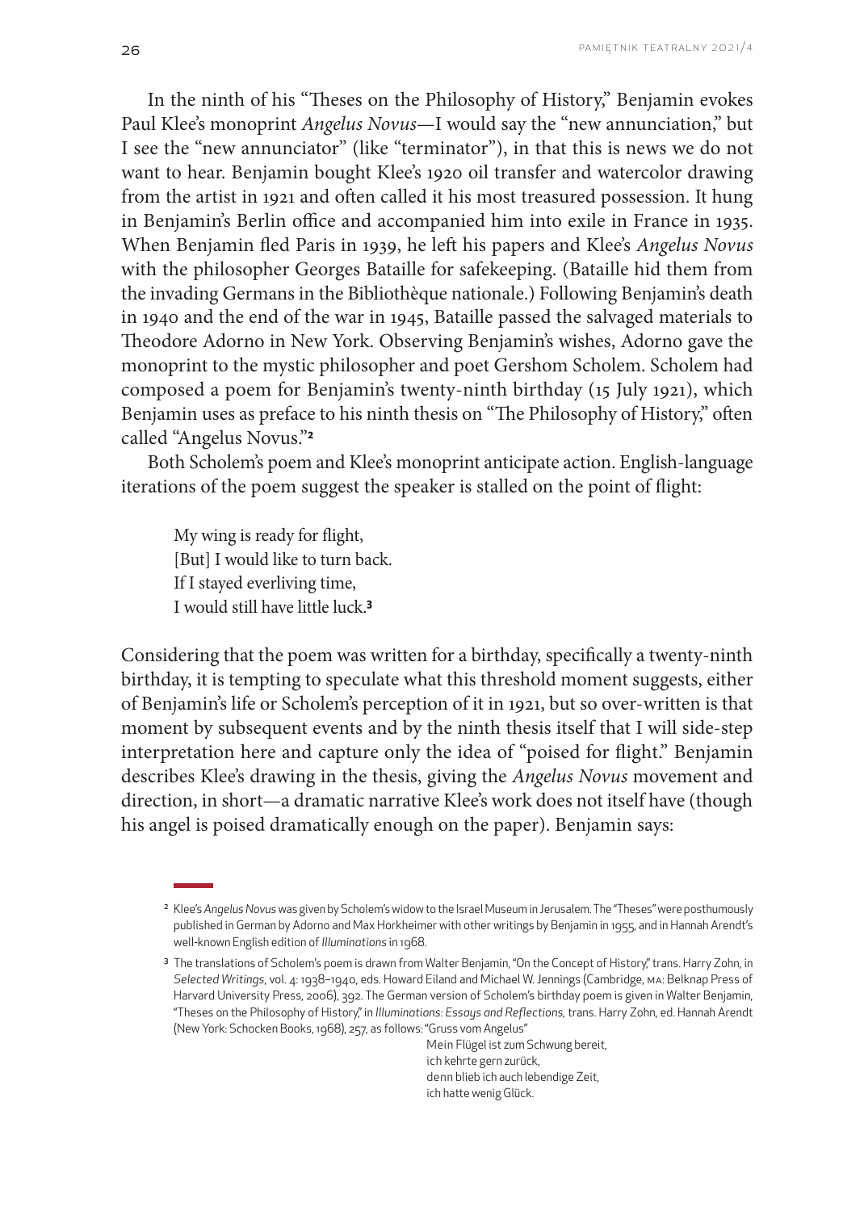In the ninth of his "Theses on the Philosophy of History," Benjamin evokes Paul Klee's monoprint *Angelus Novus*—I would say the "new annunciation," but I see the "new annunciator" (like "terminator"), in that this is news we do not want to hear. Benjamin bought Klee's 1920 oil transfer and watercolor drawing from the artist in 1921 and often called it his most treasured possession. It hung in Benjamin's Berlin office and accompanied him into exile in France in 1935. When Benjamin fled Paris in 1939, he left his papers and Klee's *Angelus Novus* with the philosopher Georges Bataille for safekeeping. (Bataille hid them from the invading Germans in the Bibliothèque nationale.) Following Benjamin's death in 1940 and the end of the war in 1945, Bataille passed the salvaged materials to Theodore Adorno in New York. Observing Benjamin's wishes, Adorno gave the monoprint to the mystic philosopher and poet Gershom Scholem. Scholem had composed a poem for Benjamin's twenty-ninth birthday (15 July 1921), which Benjamin uses as preface to his ninth thesis on "The Philosophy of History," often called "Angelus Novus."[2]

Both Scholem's poem and Klee's monoprint anticipate action. English-language iterations of the poem suggest the speaker is stalled on the point of flight:

> My wing is ready for flight,
> [But] I would like to turn back.
> If I stayed everliving time,
> I would still have little luck.[3]

Considering that the poem was written for a birthday, specifically a twenty-ninth birthday, it is tempting to speculate what this threshold moment suggests, either of Benjamin's life or Scholem's perception of it in 1921, but so over-written is that moment by subsequent events and by the ninth thesis itself that I will side-step interpretation here and capture only the idea of "poised for flight." Benjamin describes Klee's drawing in the thesis, giving the *Angelus Novus* movement and direction, in short—a dramatic narrative Klee's work does not itself have (though his angel is poised dramatically enough on the paper). Benjamin says:

---

[2] Klee's *Angelus Novus* was given by Scholem's widow to the Israel Museum in Jerusalem. The "Theses" were posthumously published in German by Adorno and Max Horkheimer with other writings by Benjamin in 1955, and in Hannah Arendt's well-known English edition of *Illuminations* in 1968.

[3] The translations of Scholem's poem is drawn from Walter Benjamin, "On the Concept of History," trans. Harry Zohn, in *Selected Writings*, vol. 4: 1938–1940, eds. Howard Eiland and Michael W. Jennings (Cambridge, MA: Belknap Press of Harvard University Press, 2006), 392. The German version of Scholem's birthday poem is given in Walter Benjamin, "Theses on the Philosophy of History," in *Illuminations: Essays and Reflections,* trans. Harry Zohn, ed. Hannah Arendt (New York: Schocken Books, 1968), 257, as follows: "Gruss vom Angelus"

> Mein Flügel ist zum Schwung bereit,
> ich kehrte gern zurück,
> denn blieb ich auch lebendige Zeit,
> ich hatte wenig Glück.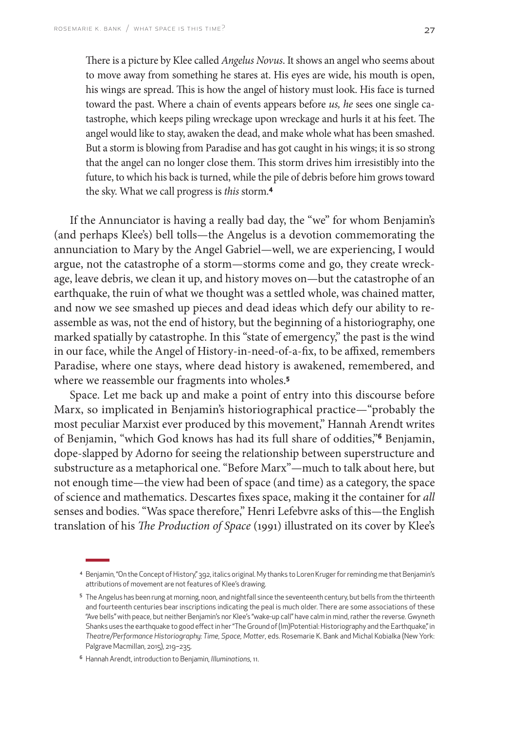> There is a picture by Klee called *Angelus Novus*. It shows an angel who seems about to move away from something he stares at. His eyes are wide, his mouth is open, his wings are spread. This is how the angel of history must look. His face is turned toward the past. Where a chain of events appears before *us, he* sees one single catastrophe, which keeps piling wreckage upon wreckage and hurls it at his feet. The angel would like to stay, awaken the dead, and make whole what has been smashed. But a storm is blowing from Paradise and has got caught in his wings; it is so strong that the angel can no longer close them. This storm drives him irresistibly into the future, to which his back is turned, while the pile of debris before him grows toward the sky. What we call progress is *this* storm.[4]

If the Annunciator is having a really bad day, the "we" for whom Benjamin's (and perhaps Klee's) bell tolls—the Angelus is a devotion commemorating the annunciation to Mary by the Angel Gabriel—well, we are experiencing, I would argue, not the catastrophe of a storm—storms come and go, they create wreckage, leave debris, we clean it up, and history moves on—but the catastrophe of an earthquake, the ruin of what we thought was a settled whole, was chained matter, and now we see smashed up pieces and dead ideas which defy our ability to reassemble as was, not the end of history, but the beginning of a historiography, one marked spatially by catastrophe. In this "state of emergency," the past is the wind in our face, while the Angel of History-in-need-of-a-fix, to be affixed, remembers Paradise, where one stays, where dead history is awakened, remembered, and where we reassemble our fragments into wholes.[5]

Space. Let me back up and make a point of entry into this discourse before Marx, so implicated in Benjamin's historiographical practice—"probably the most peculiar Marxist ever produced by this movement," Hannah Arendt writes of Benjamin, "which God knows has had its full share of oddities,"[6] Benjamin, dope-slapped by Adorno for seeing the relationship between superstructure and substructure as a metaphorical one. "Before Marx"—much to talk about here, but not enough time—the view had been of space (and time) as a category, the space of science and mathematics. Descartes fixes space, making it the container for *all* senses and bodies. "Was space therefore," Henri Lefebvre asks of this—the English translation of his *The Production of Space* (1991) illustrated on its cover by Klee's

---

[4] Benjamin, "On the Concept of History," 392, italics original. My thanks to Loren Kruger for reminding me that Benjamin's attributions of movement are not features of Klee's drawing.

[5] The Angelus has been rung at morning, noon, and nightfall since the seventeenth century, but bells from the thirteenth and fourteenth centuries bear inscriptions indicating the peal is much older. There are some associations of these "Ave bells" with peace, but neither Benjamin's nor Klee's "wake-up call" have calm in mind, rather the reverse. Gwyneth Shanks uses the earthquake to good effect in her "The Ground of (Im)Potential: Historiography and the Earthquake," in *Theatre/Performance Historiography: Time, Space, Matter*, eds. Rosemarie K. Bank and Michal Kobialka (New York: Palgrave Macmillan, 2015), 219–235.

[6] Hannah Arendt, introduction to Benjamin, *Illuminations*, 11.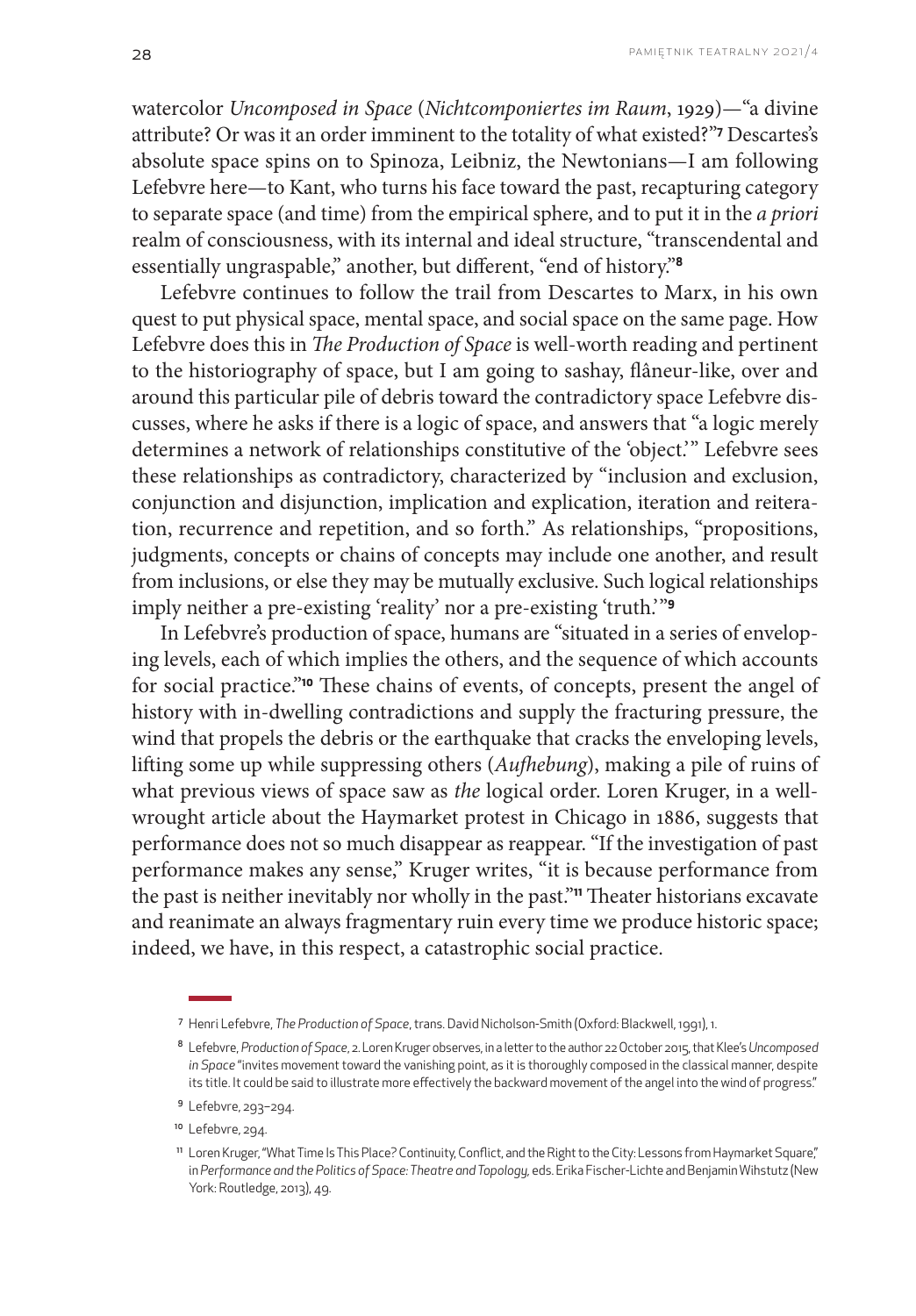watercolor *Uncomposed in Space* (*Nichtcomponiertes im Raum*, 1929)—"a divine attribute? Or was it an order imminent to the totality of what existed?"[7] Descartes's absolute space spins on to Spinoza, Leibniz, the Newtonians—I am following Lefebvre here—to Kant, who turns his face toward the past, recapturing category to separate space (and time) from the empirical sphere, and to put it in the *a priori* realm of consciousness, with its internal and ideal structure, "transcendental and essentially ungraspable," another, but different, "end of history."[8]

Lefebvre continues to follow the trail from Descartes to Marx, in his own quest to put physical space, mental space, and social space on the same page. How Lefebvre does this in *The Production of Space* is well-worth reading and pertinent to the historiography of space, but I am going to sashay, flâneur-like, over and around this particular pile of debris toward the contradictory space Lefebvre discusses, where he asks if there is a logic of space, and answers that "a logic merely determines a network of relationships constitutive of the 'object.'" Lefebvre sees these relationships as contradictory, characterized by "inclusion and exclusion, conjunction and disjunction, implication and explication, iteration and reiteration, recurrence and repetition, and so forth." As relationships, "propositions, judgments, concepts or chains of concepts may include one another, and result from inclusions, or else they may be mutually exclusive. Such logical relationships imply neither a pre-existing 'reality' nor a pre-existing 'truth.'"[9]

In Lefebvre's production of space, humans are "situated in a series of enveloping levels, each of which implies the others, and the sequence of which accounts for social practice."[10] These chains of events, of concepts, present the angel of history with in-dwelling contradictions and supply the fracturing pressure, the wind that propels the debris or the earthquake that cracks the enveloping levels, lifting some up while suppressing others (*Aufhebung*), making a pile of ruins of what previous views of space saw as *the* logical order. Loren Kruger, in a well-wrought article about the Haymarket protest in Chicago in 1886, suggests that performance does not so much disappear as reappear. "If the investigation of past performance makes any sense," Kruger writes, "it is because performance from the past is neither inevitably nor wholly in the past."[11] Theater historians excavate and reanimate an always fragmentary ruin every time we produce historic space; indeed, we have, in this respect, a catastrophic social practice.

---

[7] Henri Lefebvre, *The Production of Space*, trans. David Nicholson-Smith (Oxford: Blackwell, 1991), 1.

[8] Lefebvre, *Production of Space*, 2. Loren Kruger observes, in a letter to the author 22 October 2015, that Klee's *Uncomposed in Space* "invites movement toward the vanishing point, as it is thoroughly composed in the classical manner, despite its title. It could be said to illustrate more effectively the backward movement of the angel into the wind of progress."

[9] Lefebvre, 293–294.

[10] Lefebvre, 294.

[11] Loren Kruger, "What Time Is This Place? Continuity, Conflict, and the Right to the City: Lessons from Haymarket Square," in *Performance and the Politics of Space: Theatre and Topology*, eds. Erika Fischer-Lichte and Benjamin Wihstutz (New York: Routledge, 2013), 49.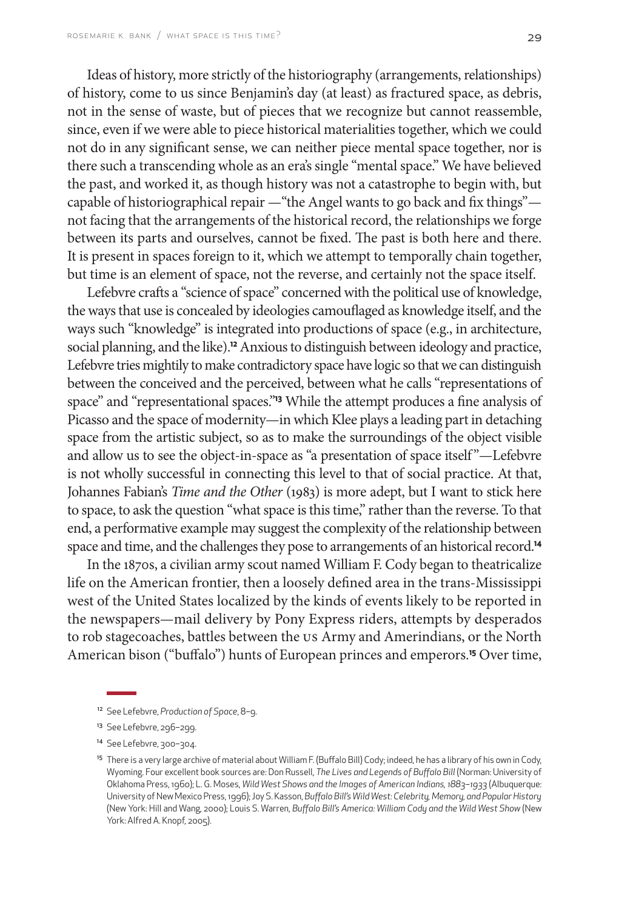Ideas of history, more strictly of the historiography (arrangements, relationships) of history, come to us since Benjamin's day (at least) as fractured space, as debris, not in the sense of waste, but of pieces that we recognize but cannot reassemble, since, even if we were able to piece historical materialities together, which we could not do in any significant sense, we can neither piece mental space together, nor is there such a transcending whole as an era's single "mental space." We have believed the past, and worked it, as though history was not a catastrophe to begin with, but capable of historiographical repair —"the Angel wants to go back and fix things"— not facing that the arrangements of the historical record, the relationships we forge between its parts and ourselves, cannot be fixed. The past is both here and there. It is present in spaces foreign to it, which we attempt to temporally chain together, but time is an element of space, not the reverse, and certainly not the space itself.

Lefebvre crafts a "science of space" concerned with the political use of knowledge, the ways that use is concealed by ideologies camouflaged as knowledge itself, and the ways such "knowledge" is integrated into productions of space (e.g., in architecture, social planning, and the like).[12] Anxious to distinguish between ideology and practice, Lefebvre tries mightily to make contradictory space have logic so that we can distinguish between the conceived and the perceived, between what he calls "representations of space" and "representational spaces."[13] While the attempt produces a fine analysis of Picasso and the space of modernity—in which Klee plays a leading part in detaching space from the artistic subject, so as to make the surroundings of the object visible and allow us to see the object-in-space as "a presentation of space itself"—Lefebvre is not wholly successful in connecting this level to that of social practice. At that, Johannes Fabian's *Time and the Other* (1983) is more adept, but I want to stick here to space, to ask the question "what space is this time," rather than the reverse. To that end, a performative example may suggest the complexity of the relationship between space and time, and the challenges they pose to arrangements of an historical record.[14]

In the 1870s, a civilian army scout named William F. Cody began to theatricalize life on the American frontier, then a loosely defined area in the trans-Mississippi west of the United States localized by the kinds of events likely to be reported in the newspapers—mail delivery by Pony Express riders, attempts by desperados to rob stagecoaches, battles between the US Army and Amerindians, or the North American bison ("buffalo") hunts of European princes and emperors.[15] Over time,

---

[12] See Lefebvre, *Production of Space*, 8–9.

[13] See Lefebvre, 296–299.

[14] See Lefebvre, 300–304.

[15] There is a very large archive of material about William F. (Buffalo Bill) Cody; indeed, he has a library of his own in Cody, Wyoming. Four excellent book sources are: Don Russell, *The Lives and Legends of Buffalo Bill* (Norman: University of Oklahoma Press, 1960); L. G. Moses, *Wild West Shows and the Images of American Indians, 1883–1933* (Albuquerque: University of New Mexico Press, 1996); Joy S. Kasson, *Buffalo Bill's Wild West: Celebrity, Memory, and Popular History* (New York: Hill and Wang, 2000); Louis S. Warren, *Buffalo Bill's America: William Cody and the Wild West Show* (New York: Alfred A. Knopf, 2005).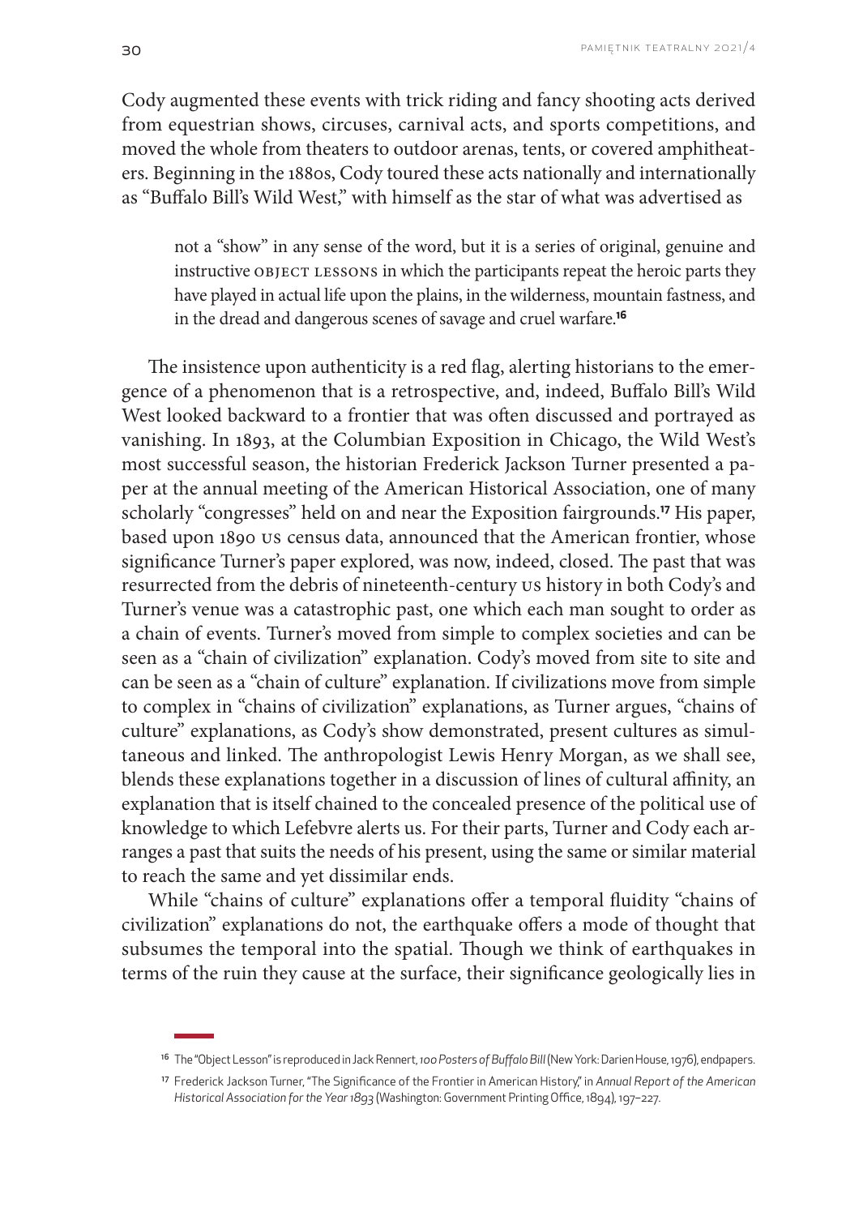Cody augmented these events with trick riding and fancy shooting acts derived from equestrian shows, circuses, carnival acts, and sports competitions, and moved the whole from theaters to outdoor arenas, tents, or covered amphitheaters. Beginning in the 1880s, Cody toured these acts nationally and internationally as "Buffalo Bill's Wild West," with himself as the star of what was advertised as

> not a "show" in any sense of the word, but it is a series of original, genuine and instructive OBJECT LESSONS in which the participants repeat the heroic parts they have played in actual life upon the plains, in the wilderness, mountain fastness, and in the dread and dangerous scenes of savage and cruel warfare.[16]

The insistence upon authenticity is a red flag, alerting historians to the emergence of a phenomenon that is a retrospective, and, indeed, Buffalo Bill's Wild West looked backward to a frontier that was often discussed and portrayed as vanishing. In 1893, at the Columbian Exposition in Chicago, the Wild West's most successful season, the historian Frederick Jackson Turner presented a paper at the annual meeting of the American Historical Association, one of many scholarly "congresses" held on and near the Exposition fairgrounds.[17] His paper, based upon 1890 US census data, announced that the American frontier, whose significance Turner's paper explored, was now, indeed, closed. The past that was resurrected from the debris of nineteenth-century US history in both Cody's and Turner's venue was a catastrophic past, one which each man sought to order as a chain of events. Turner's moved from simple to complex societies and can be seen as a "chain of civilization" explanation. Cody's moved from site to site and can be seen as a "chain of culture" explanation. If civilizations move from simple to complex in "chains of civilization" explanations, as Turner argues, "chains of culture" explanations, as Cody's show demonstrated, present cultures as simultaneous and linked. The anthropologist Lewis Henry Morgan, as we shall see, blends these explanations together in a discussion of lines of cultural affinity, an explanation that is itself chained to the concealed presence of the political use of knowledge to which Lefebvre alerts us. For their parts, Turner and Cody each arranges a past that suits the needs of his present, using the same or similar material to reach the same and yet dissimilar ends.

While "chains of culture" explanations offer a temporal fluidity "chains of civilization" explanations do not, the earthquake offers a mode of thought that subsumes the temporal into the spatial. Though we think of earthquakes in terms of the ruin they cause at the surface, their significance geologically lies in

---

[16] The "Object Lesson" is reproduced in Jack Rennert, *100 Posters of Buffalo Bill* (New York: Darien House, 1976), endpapers.

[17] Frederick Jackson Turner, "The Significance of the Frontier in American History," in *Annual Report of the American Historical Association for the Year 1893* (Washington: Government Printing Office, 1894), 197–227.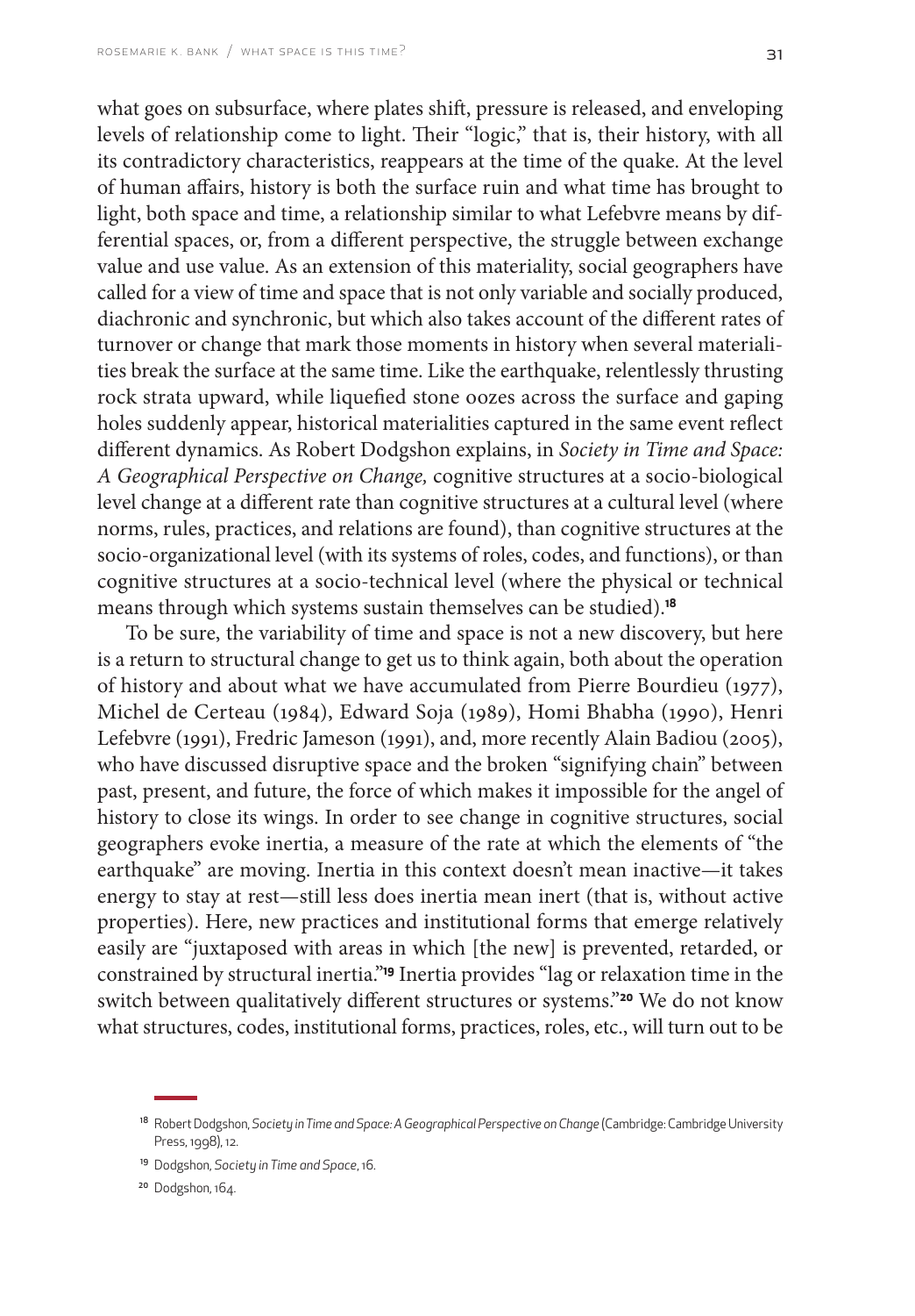what goes on subsurface, where plates shift, pressure is released, and enveloping levels of relationship come to light. Their "logic," that is, their history, with all its contradictory characteristics, reappears at the time of the quake. At the level of human affairs, history is both the surface ruin and what time has brought to light, both space and time, a relationship similar to what Lefebvre means by differential spaces, or, from a different perspective, the struggle between exchange value and use value. As an extension of this materiality, social geographers have called for a view of time and space that is not only variable and socially produced, diachronic and synchronic, but which also takes account of the different rates of turnover or change that mark those moments in history when several materialities break the surface at the same time. Like the earthquake, relentlessly thrusting rock strata upward, while liquefied stone oozes across the surface and gaping holes suddenly appear, historical materialities captured in the same event reflect different dynamics. As Robert Dodgshon explains, in *Society in Time and Space: A Geographical Perspective on Change,* cognitive structures at a socio-biological level change at a different rate than cognitive structures at a cultural level (where norms, rules, practices, and relations are found), than cognitive structures at the socio-organizational level (with its systems of roles, codes, and functions), or than cognitive structures at a socio-technical level (where the physical or technical means through which systems sustain themselves can be studied).[18]

To be sure, the variability of time and space is not a new discovery, but here is a return to structural change to get us to think again, both about the operation of history and about what we have accumulated from Pierre Bourdieu (1977), Michel de Certeau (1984), Edward Soja (1989), Homi Bhabha (1990), Henri Lefebvre (1991), Fredric Jameson (1991), and, more recently Alain Badiou (2005), who have discussed disruptive space and the broken "signifying chain" between past, present, and future, the force of which makes it impossible for the angel of history to close its wings. In order to see change in cognitive structures, social geographers evoke inertia, a measure of the rate at which the elements of "the earthquake" are moving. Inertia in this context doesn't mean inactive—it takes energy to stay at rest—still less does inertia mean inert (that is, without active properties). Here, new practices and institutional forms that emerge relatively easily are "juxtaposed with areas in which [the new] is prevented, retarded, or constrained by structural inertia."[19] Inertia provides "lag or relaxation time in the switch between qualitatively different structures or systems."[20] We do not know what structures, codes, institutional forms, practices, roles, etc., will turn out to be

[18] Robert Dodgshon, *Society in Time and Space: A Geographical Perspective on Change* (Cambridge: Cambridge University Press, 1998), 12.

[19] Dodgshon, *Society in Time and Space*, 16.

[20] Dodgshon, 164.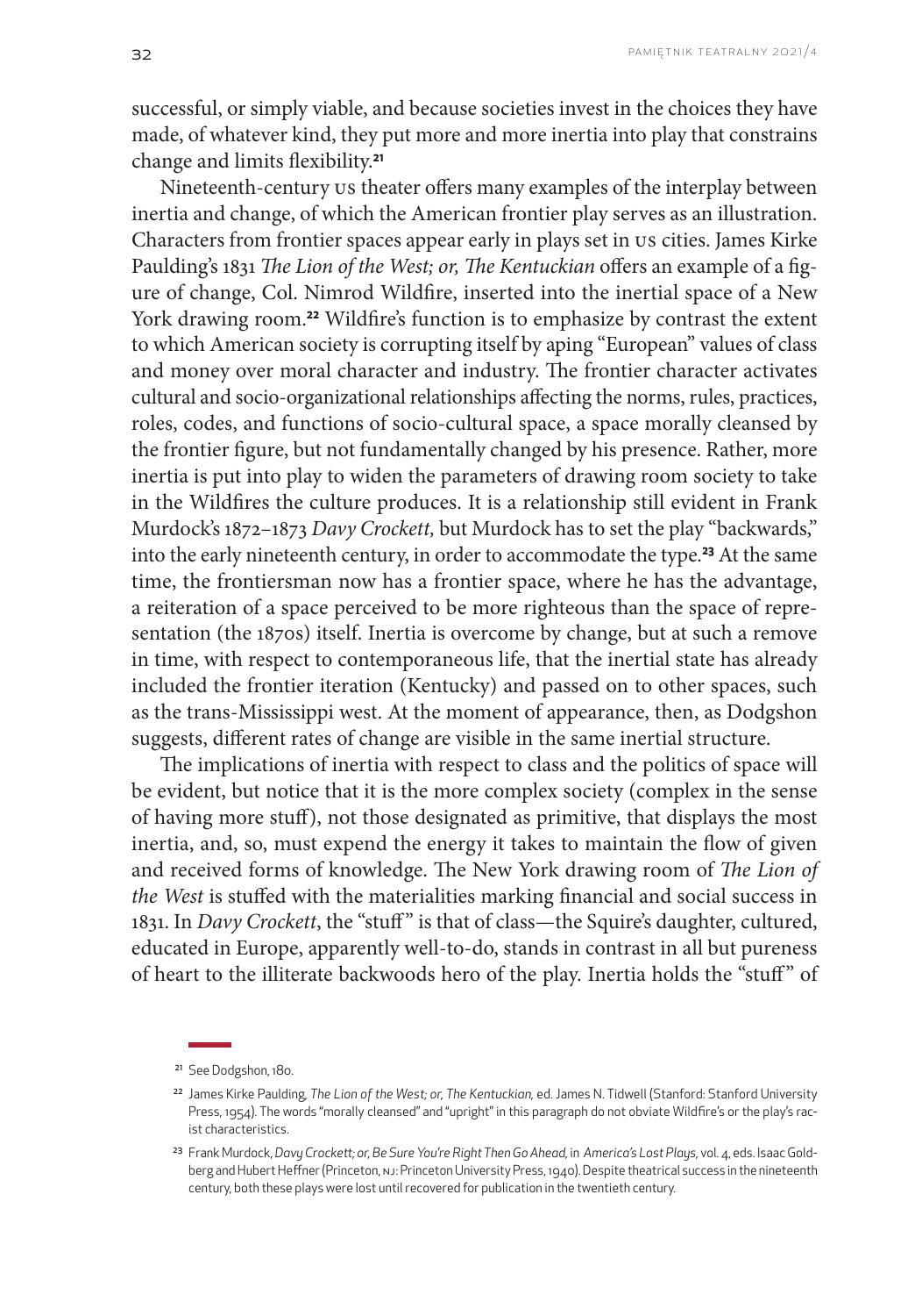successful, or simply viable, and because societies invest in the choices they have made, of whatever kind, they put more and more inertia into play that constrains change and limits flexibility.[21]

Nineteenth-century US theater offers many examples of the interplay between inertia and change, of which the American frontier play serves as an illustration. Characters from frontier spaces appear early in plays set in US cities. James Kirke Paulding's 1831 *The Lion of the West; or, The Kentuckian* offers an example of a figure of change, Col. Nimrod Wildfire, inserted into the inertial space of a New York drawing room.[22] Wildfire's function is to emphasize by contrast the extent to which American society is corrupting itself by aping "European" values of class and money over moral character and industry. The frontier character activates cultural and socio-organizational relationships affecting the norms, rules, practices, roles, codes, and functions of socio-cultural space, a space morally cleansed by the frontier figure, but not fundamentally changed by his presence. Rather, more inertia is put into play to widen the parameters of drawing room society to take in the Wildfires the culture produces. It is a relationship still evident in Frank Murdock's 1872–1873 *Davy Crockett,* but Murdock has to set the play "backwards," into the early nineteenth century, in order to accommodate the type.[23] At the same time, the frontiersman now has a frontier space, where he has the advantage, a reiteration of a space perceived to be more righteous than the space of representation (the 1870s) itself. Inertia is overcome by change, but at such a remove in time, with respect to contemporaneous life, that the inertial state has already included the frontier iteration (Kentucky) and passed on to other spaces, such as the trans-Mississippi west. At the moment of appearance, then, as Dodgshon suggests, different rates of change are visible in the same inertial structure.

The implications of inertia with respect to class and the politics of space will be evident, but notice that it is the more complex society (complex in the sense of having more stuff), not those designated as primitive, that displays the most inertia, and, so, must expend the energy it takes to maintain the flow of given and received forms of knowledge. The New York drawing room of *The Lion of the West* is stuffed with the materialities marking financial and social success in 1831. In *Davy Crockett*, the "stuff" is that of class—the Squire's daughter, cultured, educated in Europe, apparently well-to-do, stands in contrast in all but pureness of heart to the illiterate backwoods hero of the play. Inertia holds the "stuff" of

---

[21] See Dodgshon, 180.

[22] James Kirke Paulding, *The Lion of the West; or, The Kentuckian,* ed. James N. Tidwell (Stanford: Stanford University Press, 1954). The words "morally cleansed" and "upright" in this paragraph do not obviate Wildfire's or the play's racist characteristics.

[23] Frank Murdock, *Davy Crockett; or, Be Sure You're Right Then Go Ahead,* in *America's Lost Plays,* vol. 4, eds. Isaac Goldberg and Hubert Heffner (Princeton, NJ: Princeton University Press, 1940). Despite theatrical success in the nineteenth century, both these plays were lost until recovered for publication in the twentieth century.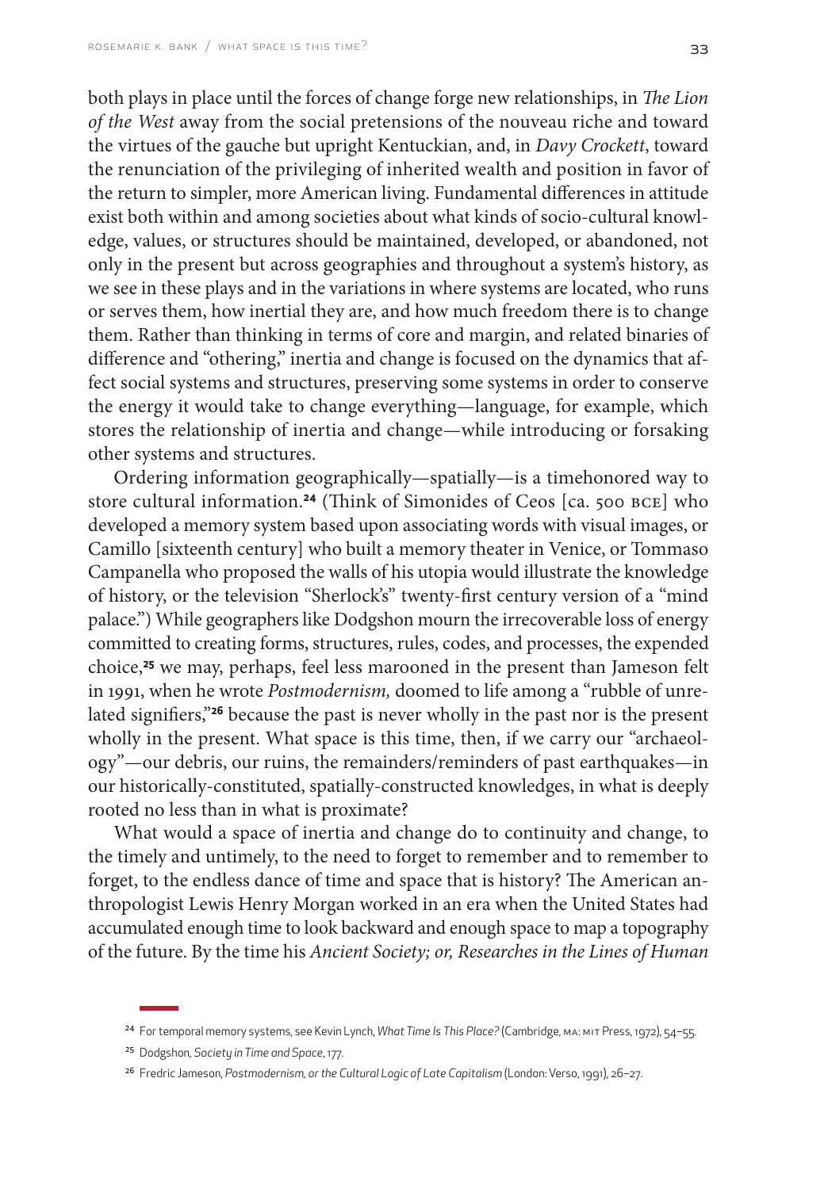both plays in place until the forces of change forge new relationships, in *The Lion of the West* away from the social pretensions of the nouveau riche and toward the virtues of the gauche but upright Kentuckian, and, in *Davy Crockett*, toward the renunciation of the privileging of inherited wealth and position in favor of the return to simpler, more American living. Fundamental differences in attitude exist both within and among societies about what kinds of socio-cultural knowledge, values, or structures should be maintained, developed, or abandoned, not only in the present but across geographies and throughout a system's history, as we see in these plays and in the variations in where systems are located, who runs or serves them, how inertial they are, and how much freedom there is to change them. Rather than thinking in terms of core and margin, and related binaries of difference and "othering," inertia and change is focused on the dynamics that affect social systems and structures, preserving some systems in order to conserve the energy it would take to change everything—language, for example, which stores the relationship of inertia and change—while introducing or forsaking other systems and structures.

Ordering information geographically—spatially—is a timehonored way to store cultural information.[24] (Think of Simonides of Ceos [ca. 500 BCE] who developed a memory system based upon associating words with visual images, or Camillo [sixteenth century] who built a memory theater in Venice, or Tommaso Campanella who proposed the walls of his utopia would illustrate the knowledge of history, or the television "Sherlock's" twenty-first century version of a "mind palace.") While geographers like Dodgshon mourn the irrecoverable loss of energy committed to creating forms, structures, rules, codes, and processes, the expended choice,[25] we may, perhaps, feel less marooned in the present than Jameson felt in 1991, when he wrote *Postmodernism,* doomed to life among a "rubble of unrelated signifiers,"[26] because the past is never wholly in the past nor is the present wholly in the present. What space is this time, then, if we carry our "archaeology"—our debris, our ruins, the remainders/reminders of past earthquakes—in our historically-constituted, spatially-constructed knowledges, in what is deeply rooted no less than in what is proximate?

What would a space of inertia and change do to continuity and change, to the timely and untimely, to the need to forget to remember and to remember to forget, to the endless dance of time and space that is history? The American anthropologist Lewis Henry Morgan worked in an era when the United States had accumulated enough time to look backward and enough space to map a topography of the future. By the time his *Ancient Society; or, Researches in the Lines of Human*

---

[24] For temporal memory systems, see Kevin Lynch, *What Time Is This Place?* (Cambridge, MA: MIT Press, 1972), 54–55.

[25] Dodgshon, *Society in Time and Space*, 177.

[26] Fredric Jameson, *Postmodernism, or the Cultural Logic of Late Capitalism* (London: Verso, 1991), 26–27.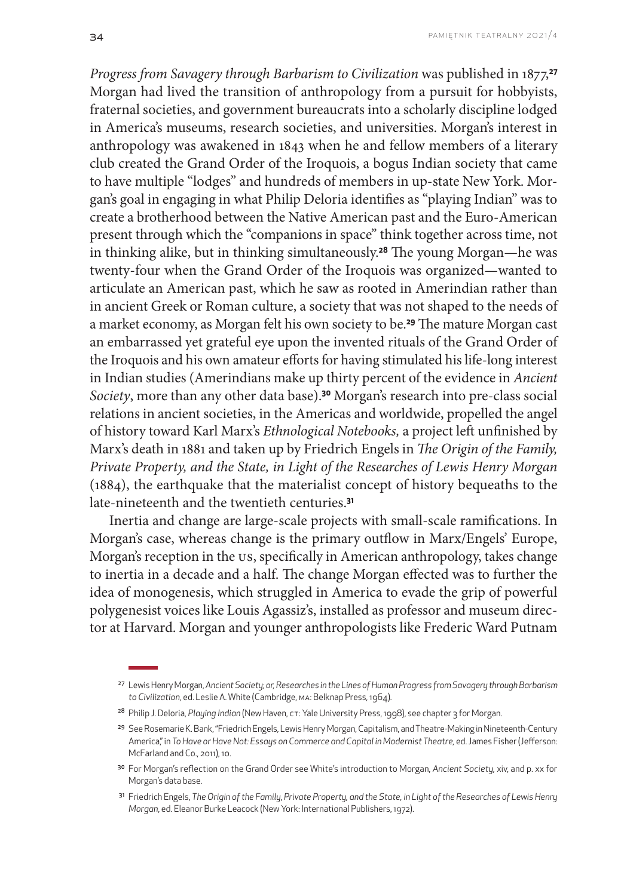*Progress from Savagery through Barbarism to Civilization* was published in 1877,[27] Morgan had lived the transition of anthropology from a pursuit for hobbyists, fraternal societies, and government bureaucrats into a scholarly discipline lodged in America's museums, research societies, and universities. Morgan's interest in anthropology was awakened in 1843 when he and fellow members of a literary club created the Grand Order of the Iroquois, a bogus Indian society that came to have multiple "lodges" and hundreds of members in up-state New York. Morgan's goal in engaging in what Philip Deloria identifies as "playing Indian" was to create a brotherhood between the Native American past and the Euro-American present through which the "companions in space" think together across time, not in thinking alike, but in thinking simultaneously.[28] The young Morgan—he was twenty-four when the Grand Order of the Iroquois was organized—wanted to articulate an American past, which he saw as rooted in Amerindian rather than in ancient Greek or Roman culture, a society that was not shaped to the needs of a market economy, as Morgan felt his own society to be.[29] The mature Morgan cast an embarrassed yet grateful eye upon the invented rituals of the Grand Order of the Iroquois and his own amateur efforts for having stimulated his life-long interest in Indian studies (Amerindians make up thirty percent of the evidence in *Ancient Society*, more than any other data base).[30] Morgan's research into pre-class social relations in ancient societies, in the Americas and worldwide, propelled the angel of history toward Karl Marx's *Ethnological Notebooks,* a project left unfinished by Marx's death in 1881 and taken up by Friedrich Engels in *The Origin of the Family, Private Property, and the State, in Light of the Researches of Lewis Henry Morgan* (1884), the earthquake that the materialist concept of history bequeaths to the late-nineteenth and the twentieth centuries.[31]

Inertia and change are large-scale projects with small-scale ramifications. In Morgan's case, whereas change is the primary outflow in Marx/Engels' Europe, Morgan's reception in the US, specifically in American anthropology, takes change to inertia in a decade and a half. The change Morgan effected was to further the idea of monogenesis, which struggled in America to evade the grip of powerful polygenesist voices like Louis Agassiz's, installed as professor and museum director at Harvard. Morgan and younger anthropologists like Frederic Ward Putnam

---

[27] Lewis Henry Morgan, *Ancient Society; or, Researches in the Lines of Human Progress from Savagery through Barbarism to Civilization,* ed. Leslie A. White (Cambridge, MA: Belknap Press, 1964).

[28] Philip J. Deloria, *Playing Indian* (New Haven, CT: Yale University Press, 1998), see chapter 3 for Morgan.

[29] See Rosemarie K. Bank, "Friedrich Engels, Lewis Henry Morgan, Capitalism, and Theatre-Making in Nineteenth-Century America," in *To Have or Have Not: Essays on Commerce and Capital in Modernist Theatre,* ed. James Fisher (Jefferson: McFarland and Co., 2011), 10.

[30] For Morgan's reflection on the Grand Order see White's introduction to Morgan, *Ancient Society,* xiv, and p. xx for Morgan's data base.

[31] Friedrich Engels, *The Origin of the Family, Private Property, and the State, in Light of the Researches of Lewis Henry Morgan*, ed. Eleanor Burke Leacock (New York: International Publishers, 1972).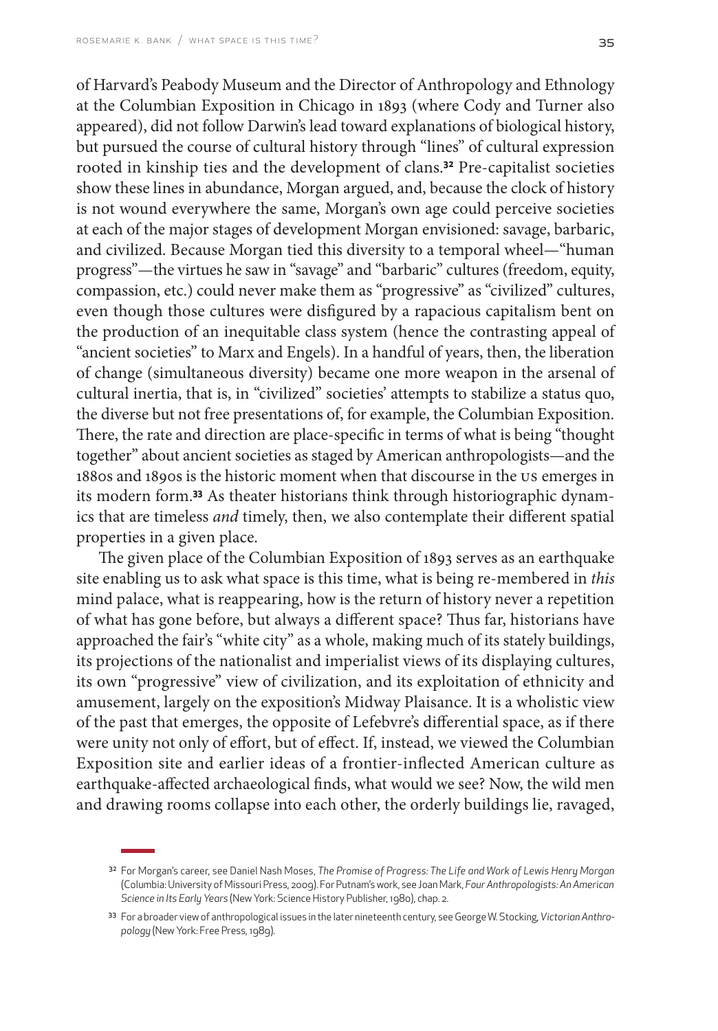of Harvard's Peabody Museum and the Director of Anthropology and Ethnology at the Columbian Exposition in Chicago in 1893 (where Cody and Turner also appeared), did not follow Darwin's lead toward explanations of biological history, but pursued the course of cultural history through "lines" of cultural expression rooted in kinship ties and the development of clans.[32] Pre-capitalist societies show these lines in abundance, Morgan argued, and, because the clock of history is not wound everywhere the same, Morgan's own age could perceive societies at each of the major stages of development Morgan envisioned: savage, barbaric, and civilized. Because Morgan tied this diversity to a temporal wheel—"human progress"—the virtues he saw in "savage" and "barbaric" cultures (freedom, equity, compassion, etc.) could never make them as "progressive" as "civilized" cultures, even though those cultures were disfigured by a rapacious capitalism bent on the production of an inequitable class system (hence the contrasting appeal of "ancient societies" to Marx and Engels). In a handful of years, then, the liberation of change (simultaneous diversity) became one more weapon in the arsenal of cultural inertia, that is, in "civilized" societies' attempts to stabilize a status quo, the diverse but not free presentations of, for example, the Columbian Exposition. There, the rate and direction are place-specific in terms of what is being "thought together" about ancient societies as staged by American anthropologists—and the 1880s and 1890s is the historic moment when that discourse in the US emerges in its modern form.[33] As theater historians think through historiographic dynamics that are timeless *and* timely, then, we also contemplate their different spatial properties in a given place.

The given place of the Columbian Exposition of 1893 serves as an earthquake site enabling us to ask what space is this time, what is being re-membered in *this* mind palace, what is reappearing, how is the return of history never a repetition of what has gone before, but always a different space? Thus far, historians have approached the fair's "white city" as a whole, making much of its stately buildings, its projections of the nationalist and imperialist views of its displaying cultures, its own "progressive" view of civilization, and its exploitation of ethnicity and amusement, largely on the exposition's Midway Plaisance. It is a wholistic view of the past that emerges, the opposite of Lefebvre's differential space, as if there were unity not only of effort, but of effect. If, instead, we viewed the Columbian Exposition site and earlier ideas of a frontier-inflected American culture as earthquake-affected archaeological finds, what would we see? Now, the wild men and drawing rooms collapse into each other, the orderly buildings lie, ravaged,

---

[32] For Morgan's career, see Daniel Nash Moses, *The Promise of Progress: The Life and Work of Lewis Henry Morgan* (Columbia: University of Missouri Press, 2009). For Putnam's work, see Joan Mark, *Four Anthropologists: An American Science in Its Early Years* (New York: Science History Publisher, 1980), chap. 2.

[33] For a broader view of anthropological issues in the later nineteenth century, see George W. Stocking, *Victorian Anthropology* (New York: Free Press, 1989).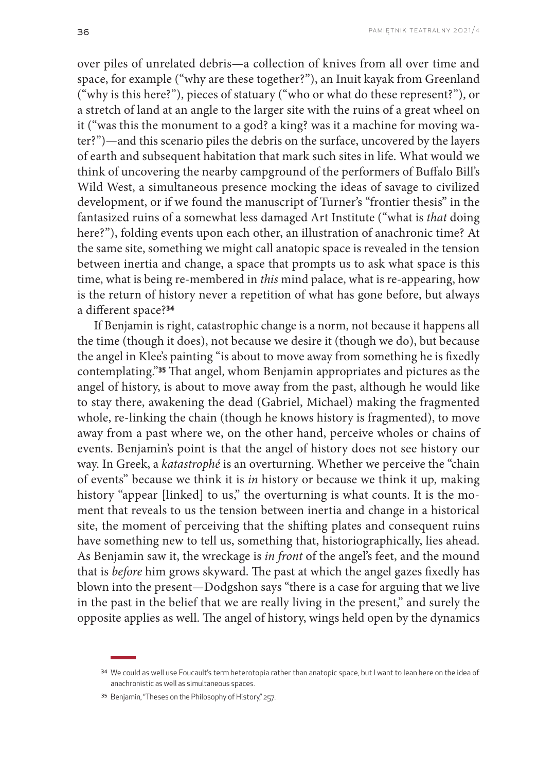over piles of unrelated debris—a collection of knives from all over time and space, for example ("why are these together?"), an Inuit kayak from Greenland ("why is this here?"), pieces of statuary ("who or what do these represent?"), or a stretch of land at an angle to the larger site with the ruins of a great wheel on it ("was this the monument to a god? a king? was it a machine for moving water?")—and this scenario piles the debris on the surface, uncovered by the layers of earth and subsequent habitation that mark such sites in life. What would we think of uncovering the nearby campground of the performers of Buffalo Bill's Wild West, a simultaneous presence mocking the ideas of savage to civilized development, or if we found the manuscript of Turner's "frontier thesis" in the fantasized ruins of a somewhat less damaged Art Institute ("what is *that* doing here?"), folding events upon each other, an illustration of anachronic time? At the same site, something we might call anatopic space is revealed in the tension between inertia and change, a space that prompts us to ask what space is this time, what is being re-membered in *this* mind palace, what is re-appearing, how is the return of history never a repetition of what has gone before, but always a different space?[34]

If Benjamin is right, catastrophic change is a norm, not because it happens all the time (though it does), not because we desire it (though we do), but because the angel in Klee's painting "is about to move away from something he is fixedly contemplating."[35] That angel, whom Benjamin appropriates and pictures as the angel of history, is about to move away from the past, although he would like to stay there, awakening the dead (Gabriel, Michael) making the fragmented whole, re-linking the chain (though he knows history is fragmented), to move away from a past where we, on the other hand, perceive wholes or chains of events. Benjamin's point is that the angel of history does not see history our way. In Greek, a *katastrophé* is an overturning. Whether we perceive the "chain of events" because we think it is *in* history or because we think it up, making history "appear [linked] to us," the overturning is what counts. It is the moment that reveals to us the tension between inertia and change in a historical site, the moment of perceiving that the shifting plates and consequent ruins have something new to tell us, something that, historiographically, lies ahead. As Benjamin saw it, the wreckage is *in front* of the angel's feet, and the mound that is *before* him grows skyward. The past at which the angel gazes fixedly has blown into the present—Dodgshon says "there is a case for arguing that we live in the past in the belief that we are really living in the present," and surely the opposite applies as well. The angel of history, wings held open by the dynamics

---

[34] We could as well use Foucault's term heterotopia rather than anatopic space, but I want to lean here on the idea of anachronistic as well as simultaneous spaces.

[35] Benjamin, "Theses on the Philosophy of History," 257.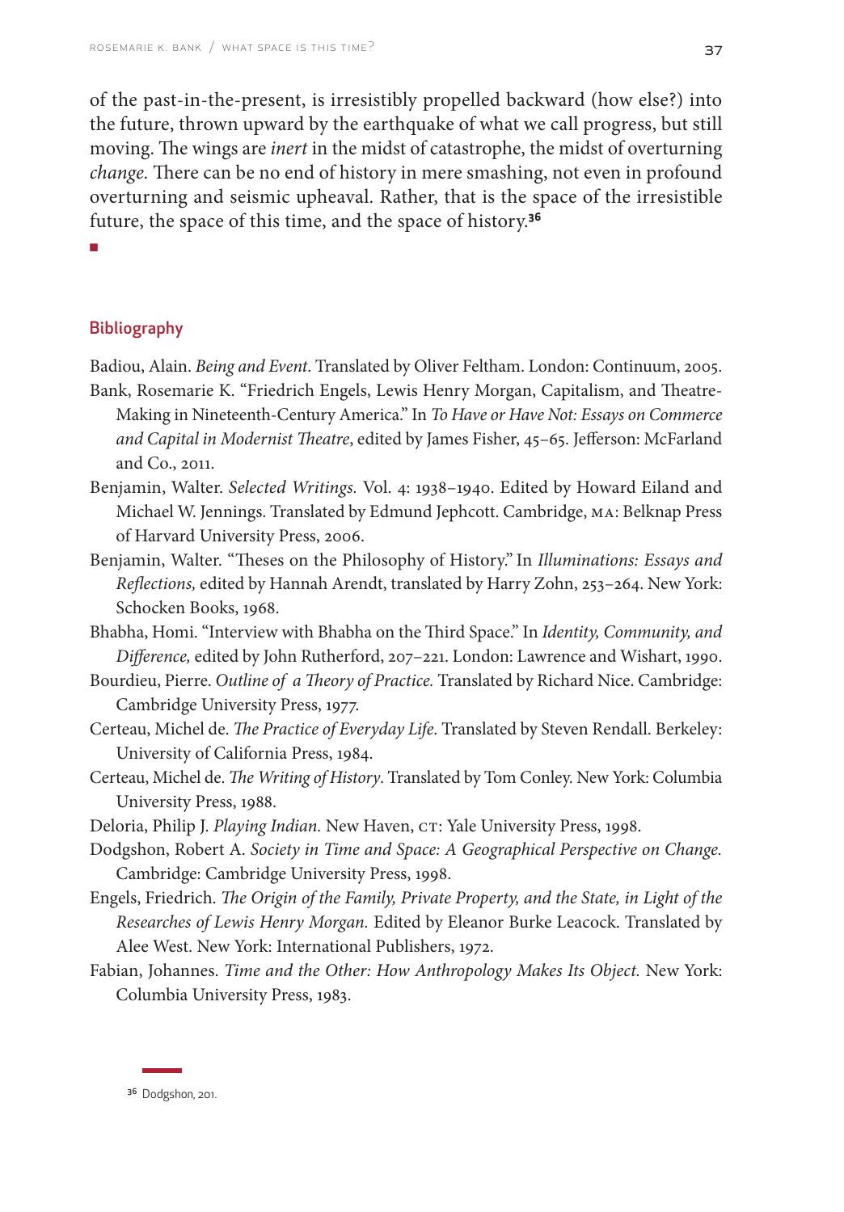of the past-in-the-present, is irresistibly propelled backward (how else?) into the future, thrown upward by the earthquake of what we call progress, but still moving. The wings are *inert* in the midst of catastrophe, the midst of overturning *change.* There can be no end of history in mere smashing, not even in profound overturning and seismic upheaval. Rather, that is the space of the irresistible future, the space of this time, and the space of history.[36]

■

## Bibliography

Badiou, Alain. *Being and Event*. Translated by Oliver Feltham. London: Continuum, 2005.

Bank, Rosemarie K. "Friedrich Engels, Lewis Henry Morgan, Capitalism, and Theatre-Making in Nineteenth-Century America." In *To Have or Have Not: Essays on Commerce and Capital in Modernist Theatre*, edited by James Fisher, 45–65. Jefferson: McFarland and Co., 2011.

Benjamin, Walter. *Selected Writings.* Vol. 4: 1938–1940. Edited by Howard Eiland and Michael W. Jennings. Translated by Edmund Jephcott. Cambridge, MA: Belknap Press of Harvard University Press, 2006.

Benjamin, Walter. "Theses on the Philosophy of History." In *Illuminations: Essays and Reflections,* edited by Hannah Arendt, translated by Harry Zohn, 253–264. New York: Schocken Books, 1968.

Bhabha, Homi. "Interview with Bhabha on the Third Space." In *Identity, Community, and Difference,* edited by John Rutherford, 207–221. London: Lawrence and Wishart, 1990.

Bourdieu, Pierre. *Outline of a Theory of Practice.* Translated by Richard Nice. Cambridge: Cambridge University Press, 1977.

Certeau, Michel de. *The Practice of Everyday Life.* Translated by Steven Rendall. Berkeley: University of California Press, 1984.

Certeau, Michel de. *The Writing of History*. Translated by Tom Conley. New York: Columbia University Press, 1988.

Deloria, Philip J. *Playing Indian.* New Haven, CT: Yale University Press, 1998.

Dodgshon, Robert A. *Society in Time and Space: A Geographical Perspective on Change.* Cambridge: Cambridge University Press, 1998.

Engels, Friedrich. *The Origin of the Family, Private Property, and the State, in Light of the Researches of Lewis Henry Morgan.* Edited by Eleanor Burke Leacock. Translated by Alee West. New York: International Publishers, 1972.

Fabian, Johannes. *Time and the Other: How Anthropology Makes Its Object.* New York: Columbia University Press, 1983.

[36] Dodgshon, 201.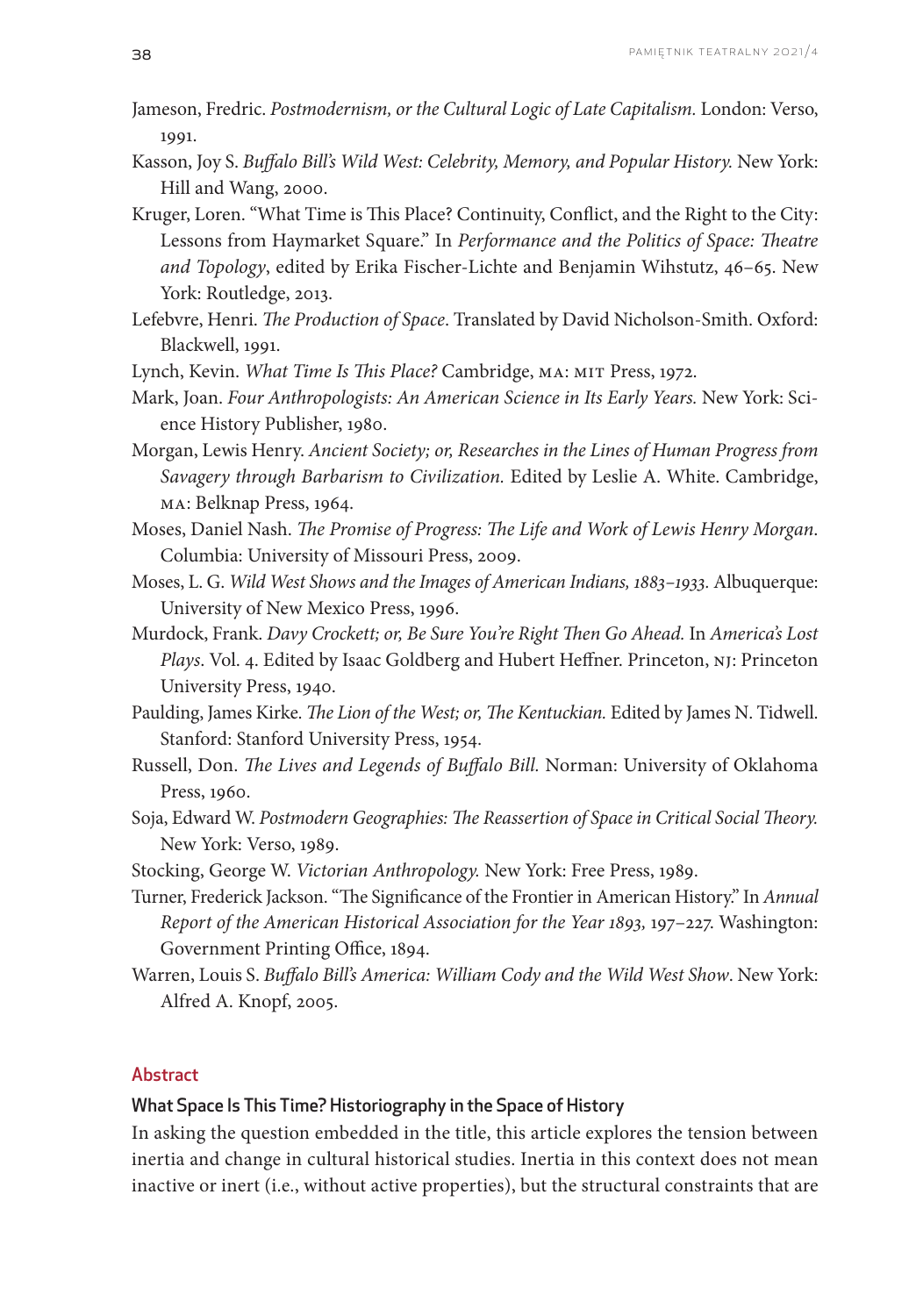Jameson, Fredric. *Postmodernism, or the Cultural Logic of Late Capitalism.* London: Verso, 1991.

Kasson, Joy S. *Buffalo Bill's Wild West: Celebrity, Memory, and Popular History.* New York: Hill and Wang, 2000.

Kruger, Loren. "What Time is This Place? Continuity, Conflict, and the Right to the City: Lessons from Haymarket Square." In *Performance and the Politics of Space: Theatre and Topology*, edited by Erika Fischer-Lichte and Benjamin Wihstutz, 46–65. New York: Routledge, 2013.

Lefebvre, Henri. *The Production of Space*. Translated by David Nicholson-Smith. Oxford: Blackwell, 1991.

Lynch, Kevin. *What Time Is This Place?* Cambridge, MA: MIT Press, 1972.

Mark, Joan. *Four Anthropologists: An American Science in Its Early Years.* New York: Science History Publisher, 1980.

Morgan, Lewis Henry. *Ancient Society; or, Researches in the Lines of Human Progress from Savagery through Barbarism to Civilization.* Edited by Leslie A. White. Cambridge, MA: Belknap Press, 1964.

Moses, Daniel Nash. *The Promise of Progress: The Life and Work of Lewis Henry Morgan*. Columbia: University of Missouri Press, 2009.

Moses, L. G. *Wild West Shows and the Images of American Indians, 1883–1933.* Albuquerque: University of New Mexico Press, 1996.

Murdock, Frank. *Davy Crockett; or, Be Sure You're Right Then Go Ahead.* In *America's Lost Plays*. Vol. 4. Edited by Isaac Goldberg and Hubert Heffner. Princeton, NJ: Princeton University Press, 1940.

Paulding, James Kirke. *The Lion of the West; or, The Kentuckian.* Edited by James N. Tidwell. Stanford: Stanford University Press, 1954.

Russell, Don. *The Lives and Legends of Buffalo Bill.* Norman: University of Oklahoma Press, 1960.

Soja, Edward W. *Postmodern Geographies: The Reassertion of Space in Critical Social Theory.* New York: Verso, 1989.

Stocking, George W. *Victorian Anthropology.* New York: Free Press, 1989.

Turner, Frederick Jackson. "The Significance of the Frontier in American History." In *Annual Report of the American Historical Association for the Year 1893,* 197–227. Washington: Government Printing Office, 1894.

Warren, Louis S. *Buffalo Bill's America: William Cody and the Wild West Show*. New York: Alfred A. Knopf, 2005.

## Abstract

### What Space Is This Time? Historiography in the Space of History

In asking the question embedded in the title, this article explores the tension between inertia and change in cultural historical studies. Inertia in this context does not mean inactive or inert (i.e., without active properties), but the structural constraints that are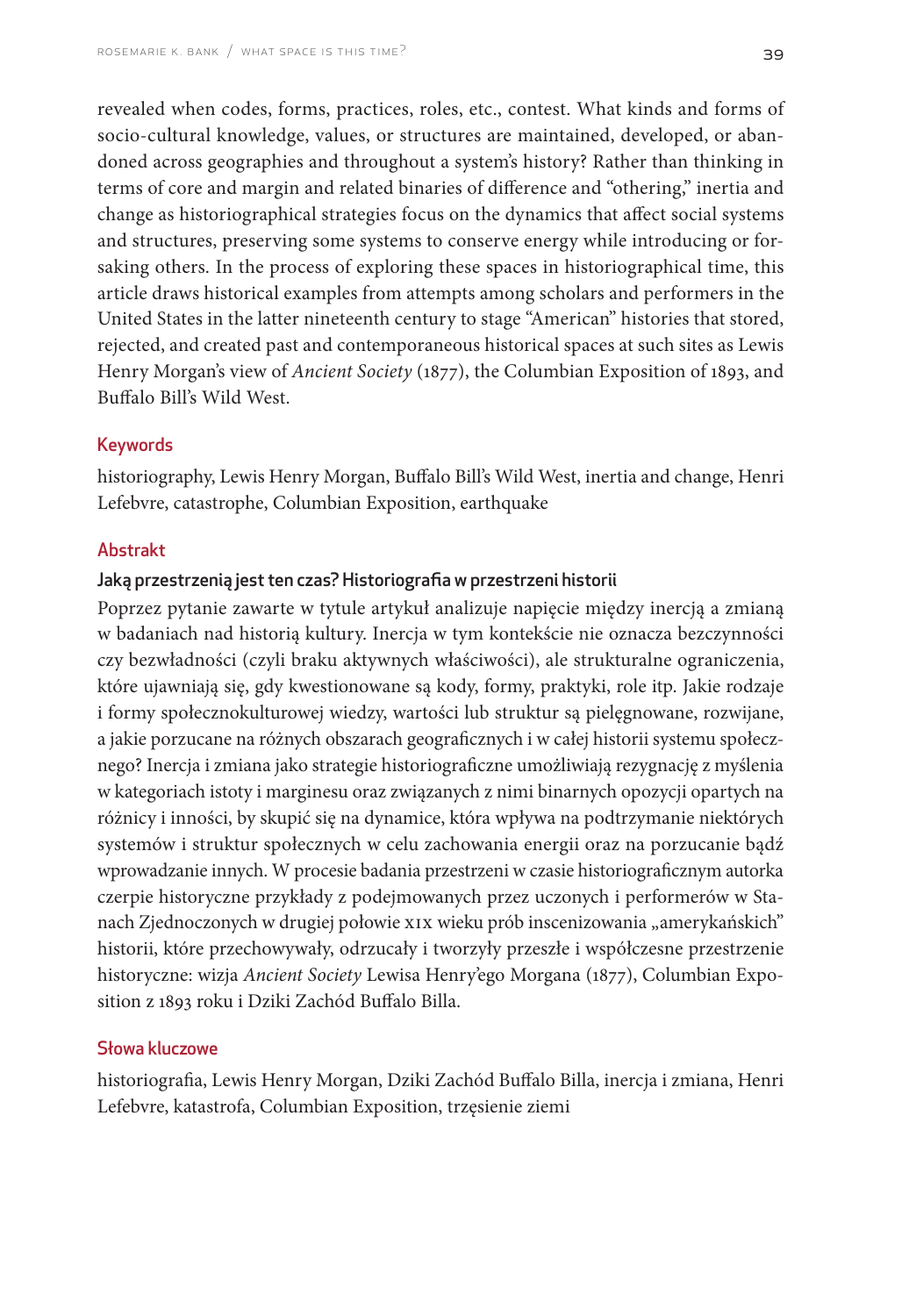revealed when codes, forms, practices, roles, etc., contest. What kinds and forms of socio-cultural knowledge, values, or structures are maintained, developed, or abandoned across geographies and throughout a system's history? Rather than thinking in terms of core and margin and related binaries of difference and "othering," inertia and change as historiographical strategies focus on the dynamics that affect social systems and structures, preserving some systems to conserve energy while introducing or forsaking others. In the process of exploring these spaces in historiographical time, this article draws historical examples from attempts among scholars and performers in the United States in the latter nineteenth century to stage "American" histories that stored, rejected, and created past and contemporaneous historical spaces at such sites as Lewis Henry Morgan's view of *Ancient Society* (1877), the Columbian Exposition of 1893, and Buffalo Bill's Wild West.

### Keywords

historiography, Lewis Henry Morgan, Buffalo Bill's Wild West, inertia and change, Henri Lefebvre, catastrophe, Columbian Exposition, earthquake

### Abstrakt

#### Jaką przestrzenią jest ten czas? Historiografia w przestrzeni historii

Poprzez pytanie zawarte w tytule artykuł analizuje napięcie między inercją a zmianą w badaniach nad historią kultury. Inercja w tym kontekście nie oznacza bezczynności czy bezwładności (czyli braku aktywnych właściwości), ale strukturalne ograniczenia, które ujawniają się, gdy kwestionowane są kody, formy, praktyki, role itp. Jakie rodzaje i formy społecznokulturowej wiedzy, wartości lub struktur są pielęgnowane, rozwijane, a jakie porzucane na różnych obszarach geograficznych i w całej historii systemu społecznego? Inercja i zmiana jako strategie historiograficzne umożliwiają rezygnację z myślenia w kategoriach istoty i marginesu oraz związanych z nimi binarnych opozycji opartych na różnicy i inności, by skupić się na dynamice, która wpływa na podtrzymanie niektórych systemów i struktur społecznych w celu zachowania energii oraz na porzucanie bądź wprowadzanie innych. W procesie badania przestrzeni w czasie historiograficznym autorka czerpie historyczne przykłady z podejmowanych przez uczonych i performerów w Stanach Zjednoczonych w drugiej połowie XIX wieku prób inscenizowania „amerykańskich" historii, które przechowywały, odrzucały i tworzyły przeszłe i współczesne przestrzenie historyczne: wizja *Ancient Society* Lewisa Henry'ego Morgana (1877), Columbian Exposition z 1893 roku i Dziki Zachód Buffalo Billa.

### Słowa kluczowe

historiografia, Lewis Henry Morgan, Dziki Zachód Buffalo Billa, inercja i zmiana, Henri Lefebvre, katastrofa, Columbian Exposition, trzęsienie ziemi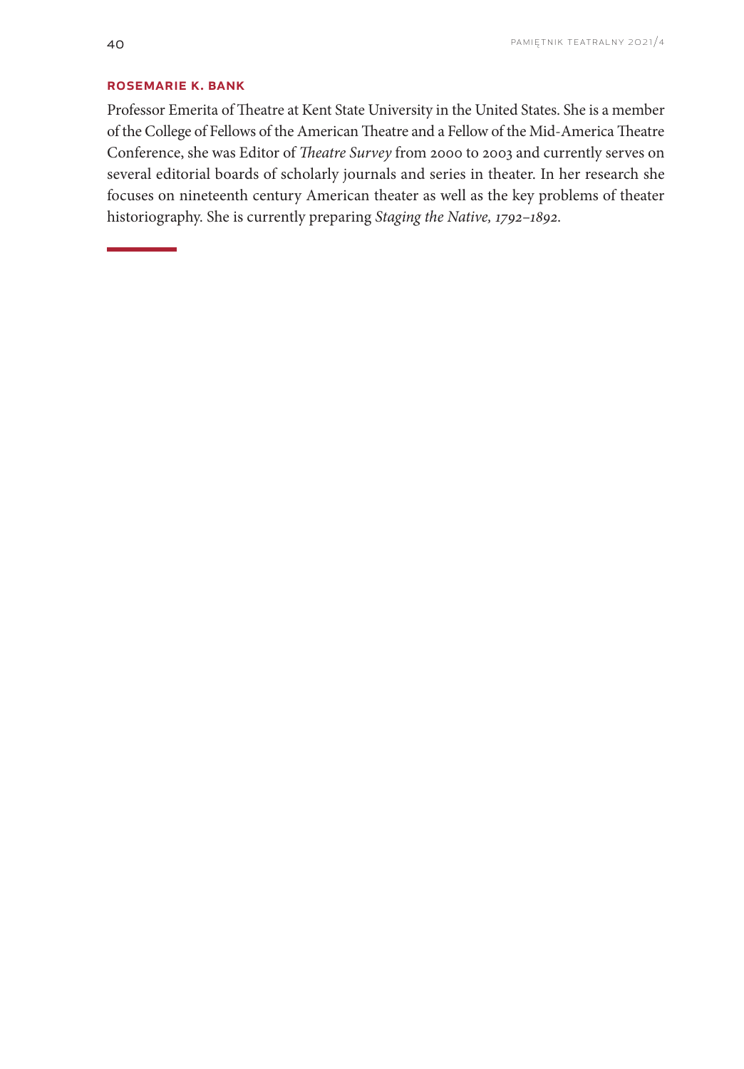**ROSEMARIE K. BANK**

Professor Emerita of Theatre at Kent State University in the United States. She is a member of the College of Fellows of the American Theatre and a Fellow of the Mid-America Theatre Conference, she was Editor of *Theatre Survey* from 2000 to 2003 and currently serves on several editorial boards of scholarly journals and series in theater. In her research she focuses on nineteenth century American theater as well as the key problems of theater historiography. She is currently preparing *Staging the Native, 1792–1892*.